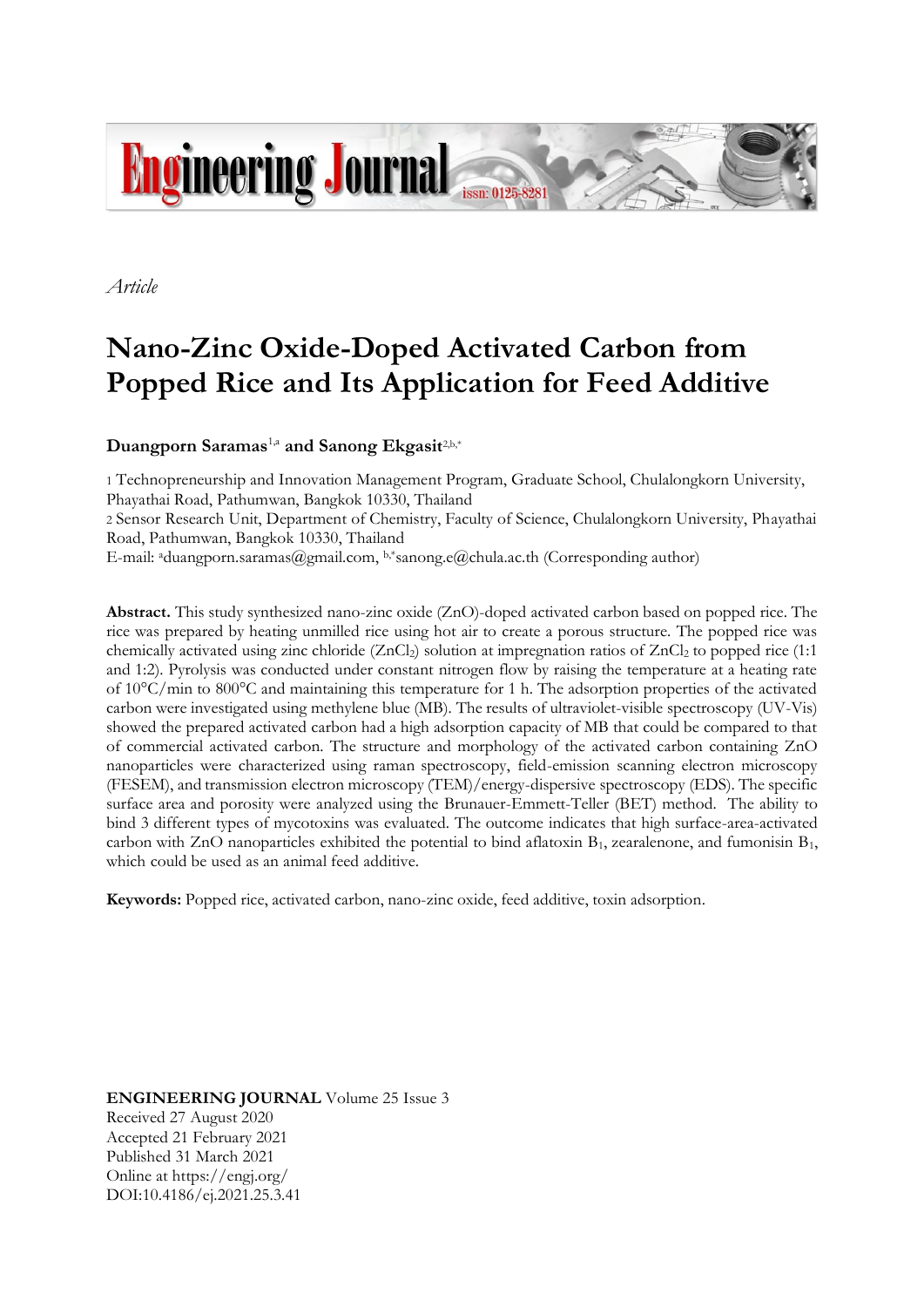*Article*

# Nano-Zinc Oxide-Doped Activated Carbon from Popped Rice and Its Application for Feed Additive

**Duangporn Saramas**[1,a] **and Sanong Ekgasit**[2,b,*]

1 Technopreneurship and Innovation Management Program, Graduate School, Chulalongkorn University, Phayathai Road, Pathumwan, Bangkok 10330, Thailand
2 Sensor Research Unit, Department of Chemistry, Faculty of Science, Chulalongkorn University, Phayathai Road, Pathumwan, Bangkok 10330, Thailand
E-mail: [a]duangporn.saramas@gmail.com, [b,*]sanong.e@chula.ac.th (Corresponding author)

**Abstract.** This study synthesized nano-zinc oxide (ZnO)-doped activated carbon based on popped rice. The rice was prepared by heating unmilled rice using hot air to create a porous structure. The popped rice was chemically activated using zinc chloride ($ZnCl_2$) solution at impregnation ratios of $ZnCl_2$ to popped rice (1:1 and 1:2). Pyrolysis was conducted under constant nitrogen flow by raising the temperature at a heating rate of 10°C/min to 800°C and maintaining this temperature for 1 h. The adsorption properties of the activated carbon were investigated using methylene blue (MB). The results of ultraviolet-visible spectroscopy (UV-Vis) showed the prepared activated carbon had a high adsorption capacity of MB that could be compared to that of commercial activated carbon. The structure and morphology of the activated carbon containing ZnO nanoparticles were characterized using raman spectroscopy, field-emission scanning electron microscopy (FESEM), and transmission electron microscopy (TEM)/energy-dispersive spectroscopy (EDS). The specific surface area and porosity were analyzed using the Brunauer-Emmett-Teller (BET) method. The ability to bind 3 different types of mycotoxins was evaluated. The outcome indicates that high surface-area-activated carbon with ZnO nanoparticles exhibited the potential to bind aflatoxin $B_1$, zearalenone, and fumonisin $B_1$, which could be used as an animal feed additive.

**Keywords:** Popped rice, activated carbon, nano-zinc oxide, feed additive, toxin adsorption.

**ENGINEERING JOURNAL** Volume 25 Issue 3
Received 27 August 2020
Accepted 21 February 2021
Published 31 March 2021
Online at https://engj.org/
DOI:10.4186/ej.2021.25.3.41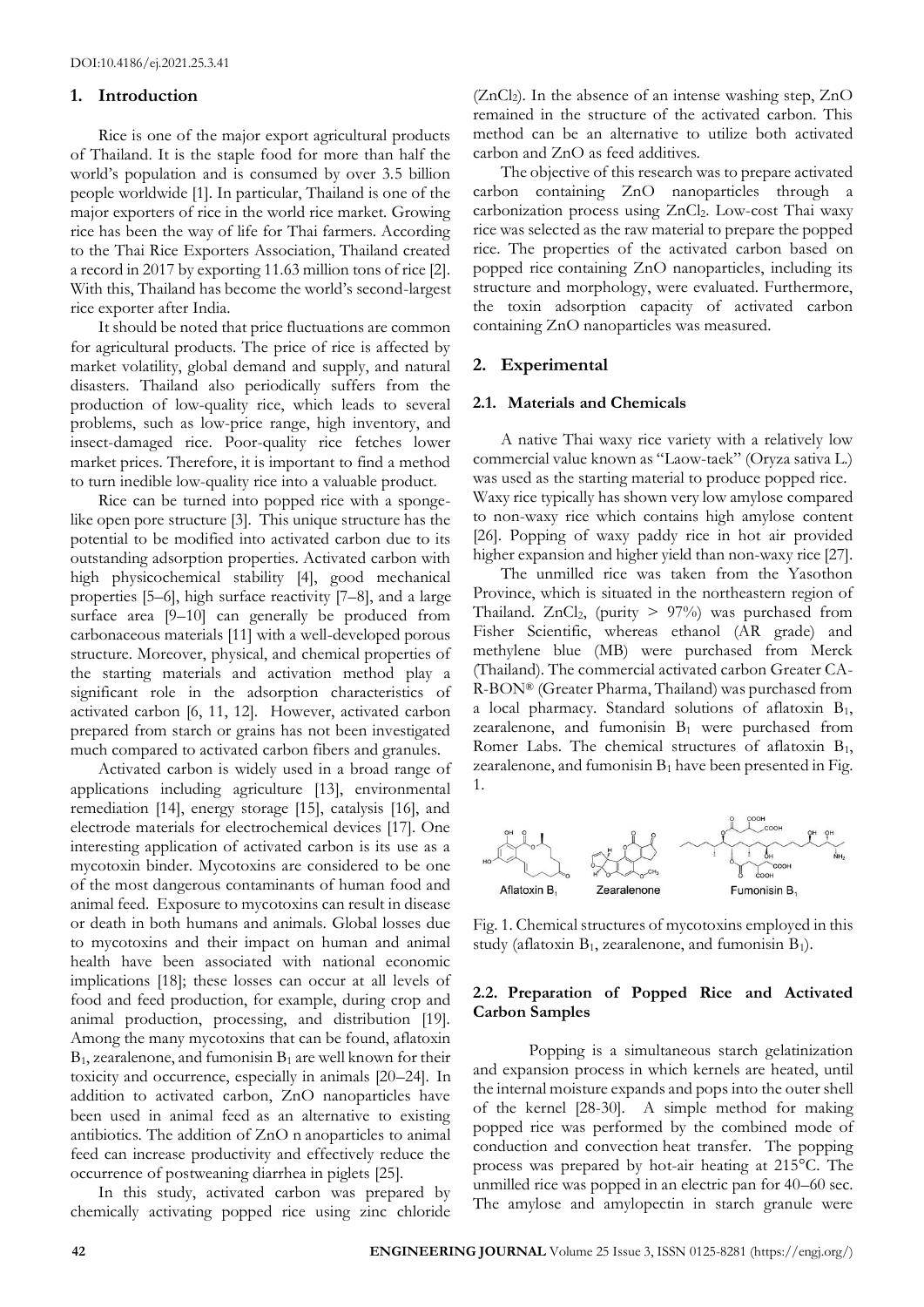DOI:10.4186/ej.2021.25.3.41

## 1. Introduction

Rice is one of the major export agricultural products of Thailand. It is the staple food for more than half the world's population and is consumed by over 3.5 billion people worldwide [1]. In particular, Thailand is one of the major exporters of rice in the world rice market. Growing rice has been the way of life for Thai farmers. According to the Thai Rice Exporters Association, Thailand created a record in 2017 by exporting 11.63 million tons of rice [2]. With this, Thailand has become the world's second-largest rice exporter after India.

It should be noted that price fluctuations are common for agricultural products. The price of rice is affected by market volatility, global demand and supply, and natural disasters. Thailand also periodically suffers from the production of low-quality rice, which leads to several problems, such as low-price range, high inventory, and insect-damaged rice. Poor-quality rice fetches lower market prices. Therefore, it is important to find a method to turn inedible low-quality rice into a valuable product.

Rice can be turned into popped rice with a sponge-like open pore structure [3]. This unique structure has the potential to be modified into activated carbon due to its outstanding adsorption properties. Activated carbon with high physicochemical stability [4], good mechanical properties [5–6], high surface reactivity [7–8], and a large surface area [9–10] can generally be produced from carbonaceous materials [11] with a well-developed porous structure. Moreover, physical, and chemical properties of the starting materials and activation method play a significant role in the adsorption characteristics of activated carbon [6, 11, 12]. However, activated carbon prepared from starch or grains has not been investigated much compared to activated carbon fibers and granules.

Activated carbon is widely used in a broad range of applications including agriculture [13], environmental remediation [14], energy storage [15], catalysis [16], and electrode materials for electrochemical devices [17]. One interesting application of activated carbon is its use as a mycotoxin binder. Mycotoxins are considered to be one of the most dangerous contaminants of human food and animal feed. Exposure to mycotoxins can result in disease or death in both humans and animals. Global losses due to mycotoxins and their impact on human and animal health have been associated with national economic implications [18]; these losses can occur at all levels of food and feed production, for example, during crop and animal production, processing, and distribution [19]. Among the many mycotoxins that can be found, aflatoxin $B_1$, zearalenone, and fumonisin $B_1$ are well known for their toxicity and occurrence, especially in animals [20–24]. In addition to activated carbon, ZnO nanoparticles have been used in animal feed as an alternative to existing antibiotics. The addition of ZnO n anoparticles to animal feed can increase productivity and effectively reduce the occurrence of postweaning diarrhea in piglets [25].

In this study, activated carbon was prepared by chemically activating popped rice using zinc chloride ($ZnCl_2$). In the absence of an intense washing step, ZnO remained in the structure of the activated carbon. This method can be an alternative to utilize both activated carbon and ZnO as feed additives.

The objective of this research was to prepare activated carbon containing ZnO nanoparticles through a carbonization process using $ZnCl_2$. Low-cost Thai waxy rice was selected as the raw material to prepare the popped rice. The properties of the activated carbon based on popped rice containing ZnO nanoparticles, including its structure and morphology, were evaluated. Furthermore, the toxin adsorption capacity of activated carbon containing ZnO nanoparticles was measured.

## 2. Experimental

### 2.1. Materials and Chemicals

A native Thai waxy rice variety with a relatively low commercial value known as "Laow-taek" (Oryza sativa L.) was used as the starting material to produce popped rice. Waxy rice typically has shown very low amylose compared to non-waxy rice which contains high amylose content [26]. Popping of waxy paddy rice in hot air provided higher expansion and higher yield than non-waxy rice [27].

The unmilled rice was taken from the Yasothon Province, which is situated in the northeastern region of Thailand. $ZnCl_2$, (purity > 97%) was purchased from Fisher Scientific, whereas ethanol (AR grade) and methylene blue (MB) were purchased from Merck (Thailand). The commercial activated carbon Greater CA-R-BON® (Greater Pharma, Thailand) was purchased from a local pharmacy. Standard solutions of aflatoxin $B_1$, zearalenone, and fumonisin $B_1$ were purchased from Romer Labs. The chemical structures of aflatoxin $B_1$, zearalenone, and fumonisin $B_1$ have been presented in Fig. 1.

Fig. 1. Chemical structures of mycotoxins employed in this study (aflatoxin $B_1$, zearalenone, and fumonisin $B_1$).

### 2.2. Preparation of Popped Rice and Activated Carbon Samples

Popping is a simultaneous starch gelatinization and expansion process in which kernels are heated, until the internal moisture expands and pops into the outer shell of the kernel [28-30]. A simple method for making popped rice was performed by the combined mode of conduction and convection heat transfer. The popping process was prepared by hot-air heating at 215°C. The unmilled rice was popped in an electric pan for 40–60 sec. The amylose and amylopectin in starch granule were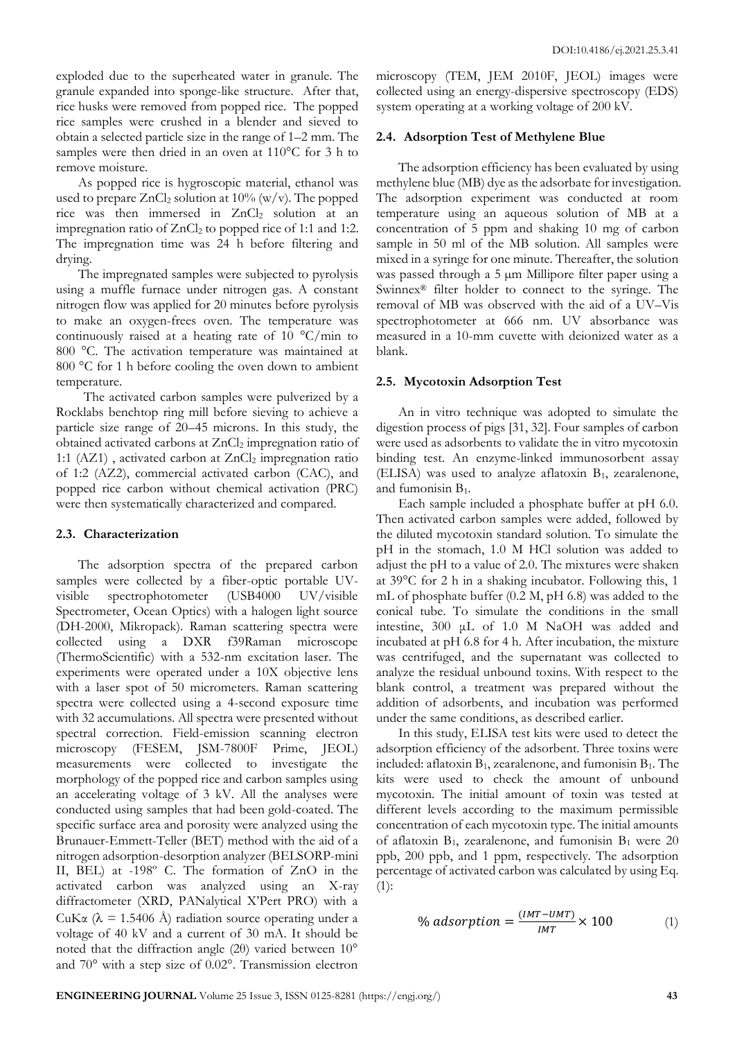exploded due to the superheated water in granule. The granule expanded into sponge-like structure. After that, rice husks were removed from popped rice. The popped rice samples were crushed in a blender and sieved to obtain a selected particle size in the range of 1–2 mm. The samples were then dried in an oven at 110°C for 3 h to remove moisture.

As popped rice is hygroscopic material, ethanol was used to prepare $ZnCl_2$ solution at 10% (w/v). The popped rice was then immersed in $ZnCl_2$ solution at an impregnation ratio of $ZnCl_2$ to popped rice of 1:1 and 1:2. The impregnation time was 24 h before filtering and drying.

The impregnated samples were subjected to pyrolysis using a muffle furnace under nitrogen gas. A constant nitrogen flow was applied for 20 minutes before pyrolysis to make an oxygen-frees oven. The temperature was continuously raised at a heating rate of 10 °C/min to 800 °C. The activation temperature was maintained at 800 °C for 1 h before cooling the oven down to ambient temperature.

The activated carbon samples were pulverized by a Rocklabs benchtop ring mill before sieving to achieve a particle size range of 20–45 microns. In this study, the obtained activated carbons at $ZnCl_2$ impregnation ratio of 1:1 (AZ1) , activated carbon at $ZnCl_2$ impregnation ratio of 1:2 (AZ2), commercial activated carbon (CAC), and popped rice carbon without chemical activation (PRC) were then systematically characterized and compared.

### 2.3. Characterization

The adsorption spectra of the prepared carbon samples were collected by a fiber-optic portable UV-visible spectrophotometer (USB4000 UV/visible Spectrometer, Ocean Optics) with a halogen light source (DH-2000, Mikropack). Raman scattering spectra were collected using a DXR f39Raman microscope (ThermoScientific) with a 532-nm excitation laser. The experiments were operated under a 10X objective lens with a laser spot of 50 micrometers. Raman scattering spectra were collected using a 4-second exposure time with 32 accumulations. All spectra were presented without spectral correction. Field-emission scanning electron microscopy (FESEM, JSM-7800F Prime, JEOL) measurements were collected to investigate the morphology of the popped rice and carbon samples using an accelerating voltage of 3 kV. All the analyses were conducted using samples that had been gold-coated. The specific surface area and porosity were analyzed using the Brunauer-Emmett-Teller (BET) method with the aid of a nitrogen adsorption-desorption analyzer (BELSORP-mini II, BEL) at -198° C. The formation of ZnO in the activated carbon was analyzed using an X-ray diffractometer (XRD, PANalytical X'Pert PRO) with a CuKα (λ = 1.5406 Å) radiation source operating under a voltage of 40 kV and a current of 30 mA. It should be noted that the diffraction angle (2θ) varied between 10° and 70° with a step size of 0.02°. Transmission electron microscopy (TEM, JEM 2010F, JEOL) images were collected using an energy-dispersive spectroscopy (EDS) system operating at a working voltage of 200 kV.

### 2.4. Adsorption Test of Methylene Blue

The adsorption efficiency has been evaluated by using methylene blue (MB) dye as the adsorbate for investigation. The adsorption experiment was conducted at room temperature using an aqueous solution of MB at a concentration of 5 ppm and shaking 10 mg of carbon sample in 50 ml of the MB solution. All samples were mixed in a syringe for one minute. Thereafter, the solution was passed through a 5 μm Millipore filter paper using a Swinnex® filter holder to connect to the syringe. The removal of MB was observed with the aid of a UV–Vis spectrophotometer at 666 nm. UV absorbance was measured in a 10-mm cuvette with deionized water as a blank.

### 2.5. Mycotoxin Adsorption Test

An in vitro technique was adopted to simulate the digestion process of pigs [31, 32]. Four samples of carbon were used as adsorbents to validate the in vitro mycotoxin binding test. An enzyme-linked immunosorbent assay (ELISA) was used to analyze aflatoxin $B_1$, zearalenone, and fumonisin $B_1$.

Each sample included a phosphate buffer at pH 6.0. Then activated carbon samples were added, followed by the diluted mycotoxin standard solution. To simulate the pH in the stomach, 1.0 M HCl solution was added to adjust the pH to a value of 2.0. The mixtures were shaken at 39°C for 2 h in a shaking incubator. Following this, 1 mL of phosphate buffer (0.2 M, pH 6.8) was added to the conical tube. To simulate the conditions in the small intestine, 300 μL of 1.0 M NaOH was added and incubated at pH 6.8 for 4 h. After incubation, the mixture was centrifuged, and the supernatant was collected to analyze the residual unbound toxins. With respect to the blank control, a treatment was prepared without the addition of adsorbents, and incubation was performed under the same conditions, as described earlier.

In this study, ELISA test kits were used to detect the adsorption efficiency of the adsorbent. Three toxins were included: aflatoxin $B_1$, zearalenone, and fumonisin $B_1$. The kits were used to check the amount of unbound mycotoxin. The initial amount of toxin was tested at different levels according to the maximum permissible concentration of each mycotoxin type. The initial amounts of aflatoxin $B_1$, zearalenone, and fumonisin $B_1$ were 20 ppb, 200 ppb, and 1 ppm, respectively. The adsorption percentage of activated carbon was calculated by using Eq. (1):

$$\%\ adsorption = \frac{(IMT - UMT)}{IMT} \times 100 \tag{1}$$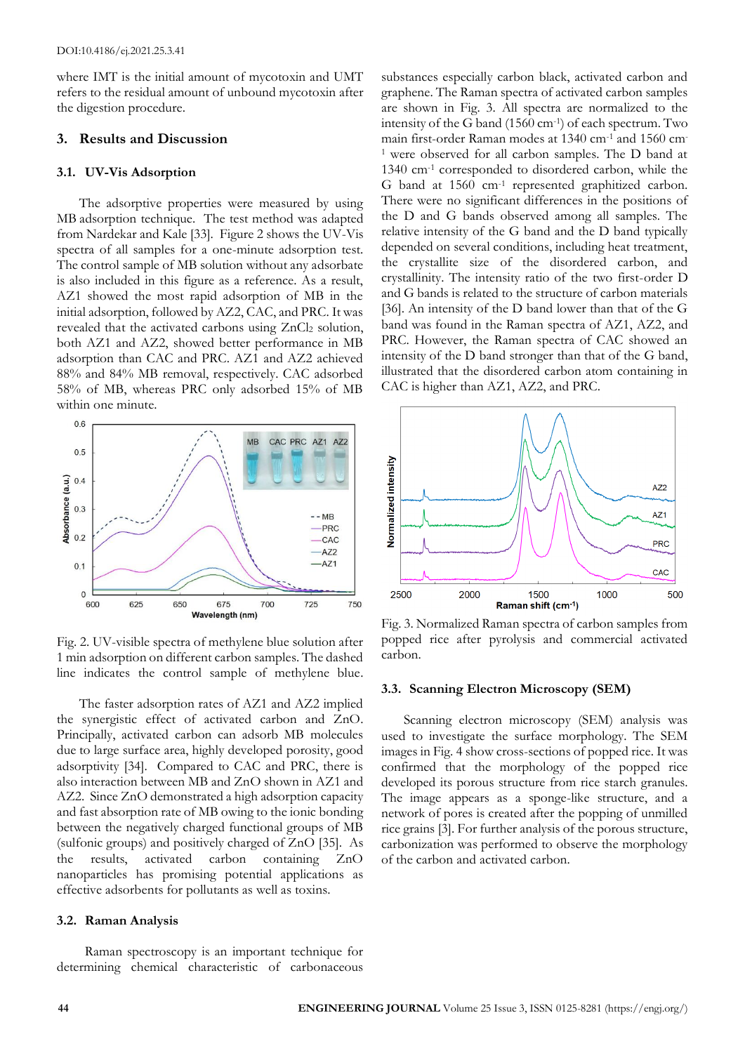where IMT is the initial amount of mycotoxin and UMT refers to the residual amount of unbound mycotoxin after the digestion procedure.

## 3. Results and Discussion

### 3.1. UV-Vis Adsorption

The adsorptive properties were measured by using MB adsorption technique. The test method was adapted from Nardekar and Kale [33]. Figure 2 shows the UV-Vis spectra of all samples for a one-minute adsorption test. The control sample of MB solution without any adsorbate is also included in this figure as a reference. As a result, AZ1 showed the most rapid adsorption of MB in the initial adsorption, followed by AZ2, CAC, and PRC. It was revealed that the activated carbons using $ZnCl_2$ solution, both AZ1 and AZ2, showed better performance in MB adsorption than CAC and PRC. AZ1 and AZ2 achieved 88% and 84% MB removal, respectively. CAC adsorbed 58% of MB, whereas PRC only adsorbed 15% of MB within one minute.

Fig. 2. UV-visible spectra of methylene blue solution after 1 min adsorption on different carbon samples. The dashed line indicates the control sample of methylene blue.

The faster adsorption rates of AZ1 and AZ2 implied the synergistic effect of activated carbon and ZnO. Principally, activated carbon can adsorb MB molecules due to large surface area, highly developed porosity, good adsorptivity [34]. Compared to CAC and PRC, there is also interaction between MB and ZnO shown in AZ1 and AZ2. Since ZnO demonstrated a high adsorption capacity and fast absorption rate of MB owing to the ionic bonding between the negatively charged functional groups of MB (sulfonic groups) and positively charged of ZnO [35]. As the results, activated carbon containing ZnO nanoparticles has promising potential applications as effective adsorbents for pollutants as well as toxins.

### 3.2. Raman Analysis

Raman spectroscopy is an important technique for determining chemical characteristic of carbonaceous substances especially carbon black, activated carbon and graphene. The Raman spectra of activated carbon samples are shown in Fig. 3. All spectra are normalized to the intensity of the G band (1560 $cm^{-1}$) of each spectrum. Two main first-order Raman modes at 1340 $cm^{-1}$ and 1560 $cm^{-1}$ were observed for all carbon samples. The D band at 1340 $cm^{-1}$ corresponded to disordered carbon, while the G band at 1560 $cm^{-1}$ represented graphitized carbon. There were no significant differences in the positions of the D and G bands observed among all samples. The relative intensity of the G band and the D band typically depended on several conditions, including heat treatment, the crystallite size of the disordered carbon, and crystallinity. The intensity ratio of the two first-order D and G bands is related to the structure of carbon materials [36]. An intensity of the D band lower than that of the G band was found in the Raman spectra of AZ1, AZ2, and PRC. However, the Raman spectra of CAC showed an intensity of the D band stronger than that of the G band, illustrated that the disordered carbon atom containing in CAC is higher than AZ1, AZ2, and PRC.

Fig. 3. Normalized Raman spectra of carbon samples from popped rice after pyrolysis and commercial activated carbon.

### 3.3. Scanning Electron Microscopy (SEM)

Scanning electron microscopy (SEM) analysis was used to investigate the surface morphology. The SEM images in Fig. 4 show cross-sections of popped rice. It was confirmed that the morphology of the popped rice developed its porous structure from rice starch granules. The image appears as a sponge-like structure, and a network of pores is created after the popping of unmilled rice grains [3]. For further analysis of the porous structure, carbonization was performed to observe the morphology of the carbon and activated carbon.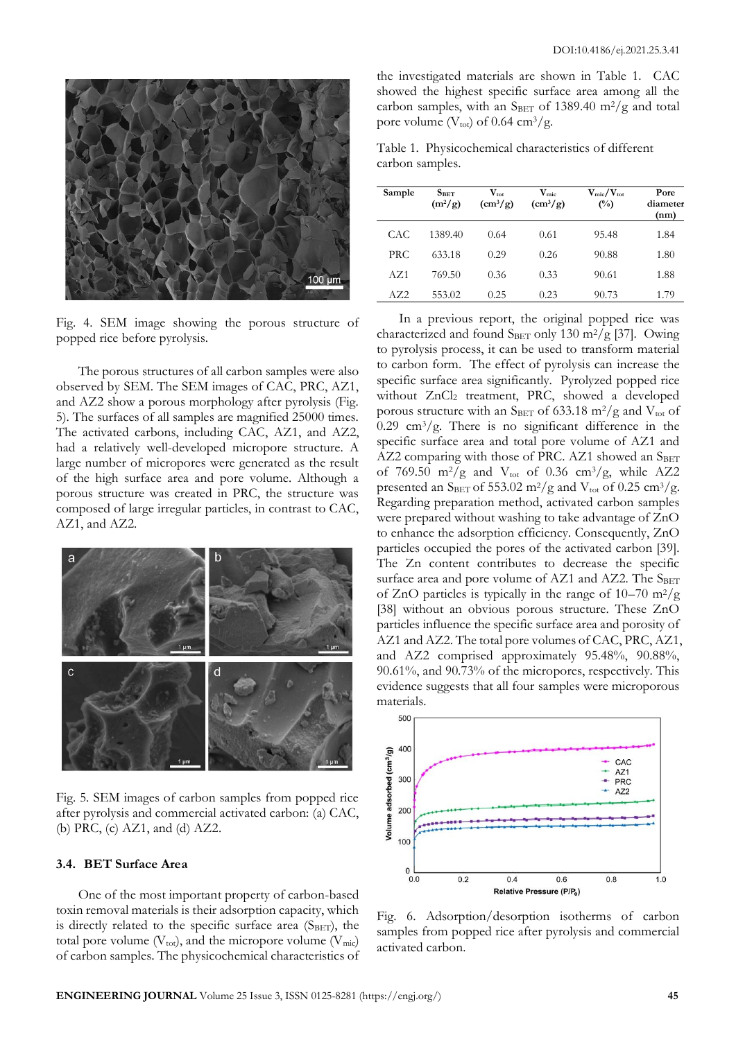Fig. 4. SEM image showing the porous structure of popped rice before pyrolysis.

The porous structures of all carbon samples were also observed by SEM. The SEM images of CAC, PRC, AZ1, and AZ2 show a porous morphology after pyrolysis (Fig. 5). The surfaces of all samples are magnified 25000 times. The activated carbons, including CAC, AZ1, and AZ2, had a relatively well-developed micropore structure. A large number of micropores were generated as the result of the high surface area and pore volume. Although a porous structure was created in PRC, the structure was composed of large irregular particles, in contrast to CAC, AZ1, and AZ2.

Fig. 5. SEM images of carbon samples from popped rice after pyrolysis and commercial activated carbon: (a) CAC, (b) PRC, (c) AZ1, and (d) AZ2.

### 3.4. BET Surface Area

One of the most important property of carbon-based toxin removal materials is their adsorption capacity, which is directly related to the specific surface area ($S_{BET}$), the total pore volume ($V_{tot}$), and the micropore volume ($V_{mic}$) of carbon samples. The physicochemical characteristics of the investigated materials are shown in Table 1. CAC showed the highest specific surface area among all the carbon samples, with an $S_{BET}$ of 1389.40 m$^2$/g and total pore volume ($V_{tot}$) of 0.64 cm$^3$/g.

Table 1. Physicochemical characteristics of different carbon samples.

| Sample | $S_{BET}$ (m$^2$/g) | $V_{tot}$ (cm$^3$/g) | $V_{mic}$ (cm$^3$/g) | $V_{mic}/V_{tot}$ (%) | Pore diameter (nm) |
|---|---|---|---|---|---|
| CAC | 1389.40 | 0.64 | 0.61 | 95.48 | 1.84 |
| PRC | 633.18 | 0.29 | 0.26 | 90.88 | 1.80 |
| AZ1 | 769.50 | 0.36 | 0.33 | 90.61 | 1.88 |
| AZ2 | 553.02 | 0.25 | 0.23 | 90.73 | 1.79 |

In a previous report, the original popped rice was characterized and found $S_{BET}$ only 130 m$^2$/g [37]. Owing to pyrolysis process, it can be used to transform material to carbon form. The effect of pyrolysis can increase the specific surface area significantly. Pyrolyzed popped rice without $ZnCl_2$ treatment, PRC, showed a developed porous structure with an $S_{BET}$ of 633.18 m$^2$/g and $V_{tot}$ of 0.29 cm$^3$/g. There is no significant difference in the specific surface area and total pore volume of AZ1 and AZ2 comparing with those of PRC. AZ1 showed an $S_{BET}$ of 769.50 m$^2$/g and $V_{tot}$ of 0.36 cm$^3$/g, while AZ2 presented an $S_{BET}$ of 553.02 m$^2$/g and $V_{tot}$ of 0.25 cm$^3$/g. Regarding preparation method, activated carbon samples were prepared without washing to take advantage of ZnO to enhance the adsorption efficiency. Consequently, ZnO particles occupied the pores of the activated carbon [39]. The Zn content contributes to decrease the specific surface area and pore volume of AZ1 and AZ2. The $S_{BET}$ of ZnO particles is typically in the range of 10–70 m$^2$/g [38] without an obvious porous structure. These ZnO particles influence the specific surface area and porosity of AZ1 and AZ2. The total pore volumes of CAC, PRC, AZ1, and AZ2 comprised approximately 95.48%, 90.88%, 90.61%, and 90.73% of the micropores, respectively. This evidence suggests that all four samples were microporous materials.

Fig. 6. Adsorption/desorption isotherms of carbon samples from popped rice after pyrolysis and commercial activated carbon.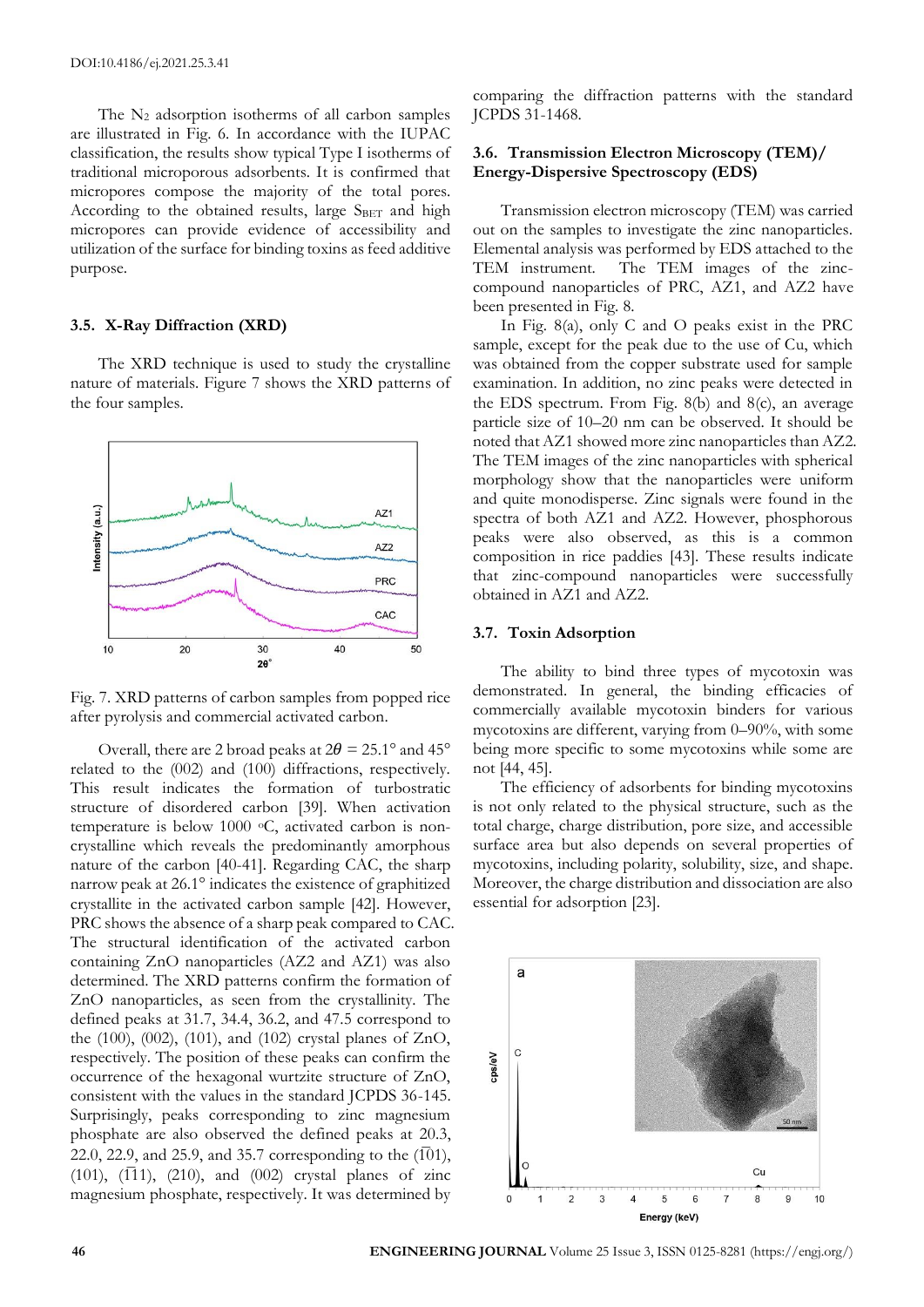The $N_2$ adsorption isotherms of all carbon samples are illustrated in Fig. 6. In accordance with the IUPAC classification, the results show typical Type I isotherms of traditional microporous adsorbents. It is confirmed that micropores compose the majority of the total pores. According to the obtained results, large $S_{BET}$ and high micropores can provide evidence of accessibility and utilization of the surface for binding toxins as feed additive purpose.

### 3.5. X-Ray Diffraction (XRD)

The XRD technique is used to study the crystalline nature of materials. Figure 7 shows the XRD patterns of the four samples.

Fig. 7. XRD patterns of carbon samples from popped rice after pyrolysis and commercial activated carbon.

Overall, there are 2 broad peaks at $2\theta = 25.1°$ and 45° related to the (002) and (100) diffractions, respectively. This result indicates the formation of turbostratic structure of disordered carbon [39]. When activation temperature is below 1000 °C, activated carbon is non-crystalline which reveals the predominantly amorphous nature of the carbon [40-41]. Regarding CAC, the sharp narrow peak at 26.1° indicates the existence of graphitized crystallite in the activated carbon sample [42]. However, PRC shows the absence of a sharp peak compared to CAC. The structural identification of the activated carbon containing ZnO nanoparticles (AZ2 and AZ1) was also determined. The XRD patterns confirm the formation of ZnO nanoparticles, as seen from the crystallinity. The defined peaks at 31.7, 34.4, 36.2, and 47.5 correspond to the (100), (002), (101), and (102) crystal planes of ZnO, respectively. The position of these peaks can confirm the occurrence of the hexagonal wurtzite structure of ZnO, consistent with the values in the standard JCPDS 36-145. Surprisingly, peaks corresponding to zinc magnesium phosphate are also observed the defined peaks at 20.3, 22.0, 22.9, and 25.9, and 35.7 corresponding to the ($\bar{1}$01), (101), ($\bar{1}\bar{1}$1), (210), and (002) crystal planes of zinc magnesium phosphate, respectively. It was determined by comparing the diffraction patterns with the standard JCPDS 31-1468.

### 3.6. Transmission Electron Microscopy (TEM)/ Energy-Dispersive Spectroscopy (EDS)

Transmission electron microscopy (TEM) was carried out on the samples to investigate the zinc nanoparticles. Elemental analysis was performed by EDS attached to the TEM instrument. The TEM images of the zinc-compound nanoparticles of PRC, AZ1, and AZ2 have been presented in Fig. 8.

In Fig. 8(a), only C and O peaks exist in the PRC sample, except for the peak due to the use of Cu, which was obtained from the copper substrate used for sample examination. In addition, no zinc peaks were detected in the EDS spectrum. From Fig. 8(b) and 8(c), an average particle size of 10–20 nm can be observed. It should be noted that AZ1 showed more zinc nanoparticles than AZ2. The TEM images of the zinc nanoparticles with spherical morphology show that the nanoparticles were uniform and quite monodisperse. Zinc signals were found in the spectra of both AZ1 and AZ2. However, phosphorous peaks were also observed, as this is a common composition in rice paddies [43]. These results indicate that zinc-compound nanoparticles were successfully obtained in AZ1 and AZ2.

### 3.7. Toxin Adsorption

The ability to bind three types of mycotoxin was demonstrated. In general, the binding efficacies of commercially available mycotoxin binders for various mycotoxins are different, varying from 0–90%, with some being more specific to some mycotoxins while some are not [44, 45].

The efficiency of adsorbents for binding mycotoxins is not only related to the physical structure, such as the total charge, charge distribution, pore size, and accessible surface area but also depends on several properties of mycotoxins, including polarity, solubility, size, and shape. Moreover, the charge distribution and dissociation are also essential for adsorption [23].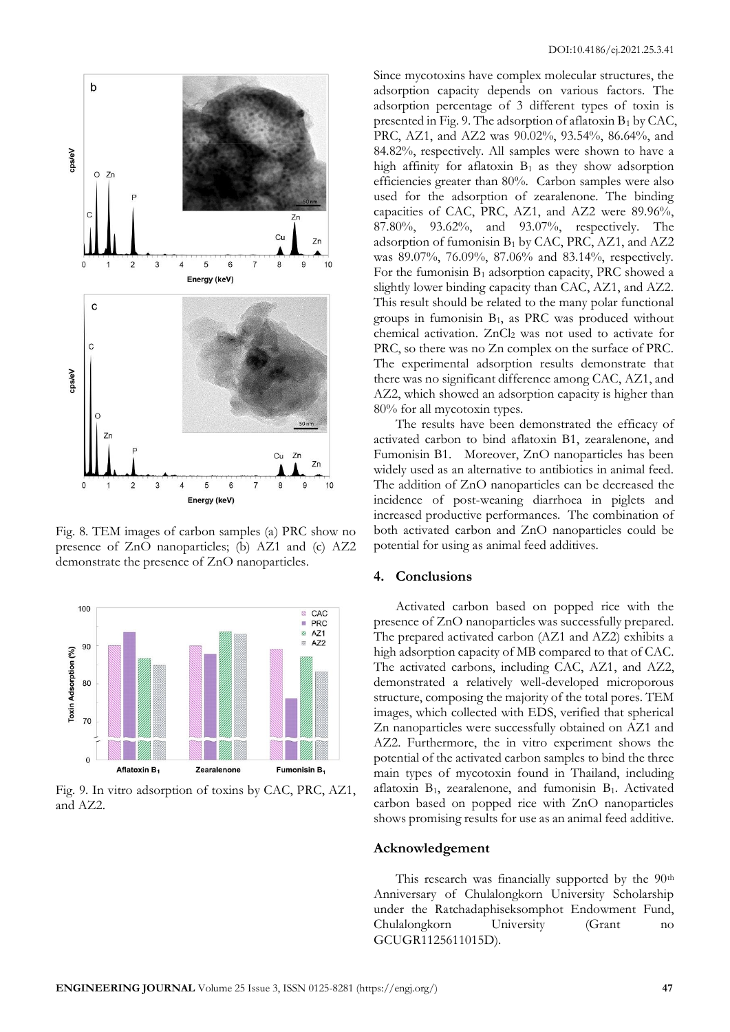Fig. 8. TEM images of carbon samples (a) PRC show no presence of ZnO nanoparticles; (b) AZ1 and (c) AZ2 demonstrate the presence of ZnO nanoparticles.

Fig. 9. In vitro adsorption of toxins by CAC, PRC, AZ1, and AZ2.

Since mycotoxins have complex molecular structures, the adsorption capacity depends on various factors. The adsorption percentage of 3 different types of toxin is presented in Fig. 9. The adsorption of aflatoxin $B_1$ by CAC, PRC, AZ1, and AZ2 was 90.02%, 93.54%, 86.64%, and 84.82%, respectively. All samples were shown to have a high affinity for aflatoxin $B_1$ as they show adsorption efficiencies greater than 80%. Carbon samples were also used for the adsorption of zearalenone. The binding capacities of CAC, PRC, AZ1, and AZ2 were 89.96%, 87.80%, 93.62%, and 93.07%, respectively. The adsorption of fumonisin $B_1$ by CAC, PRC, AZ1, and AZ2 was 89.07%, 76.09%, 87.06% and 83.14%, respectively. For the fumonisin $B_1$ adsorption capacity, PRC showed a slightly lower binding capacity than CAC, AZ1, and AZ2. This result should be related to the many polar functional groups in fumonisin $B_1$, as PRC was produced without chemical activation. $ZnCl_2$ was not used to activate for PRC, so there was no Zn complex on the surface of PRC. The experimental adsorption results demonstrate that there was no significant difference among CAC, AZ1, and AZ2, which showed an adsorption capacity is higher than 80% for all mycotoxin types.

The results have demonstrated the efficacy of activated carbon to bind aflatoxin B1, zearalenone, and Fumonisin B1. Moreover, ZnO nanoparticles has been widely used as an alternative to antibiotics in animal feed. The addition of ZnO nanoparticles can be decreased the incidence of post-weaning diarrhoea in piglets and increased productive performances. The combination of both activated carbon and ZnO nanoparticles could be potential for using as animal feed additives.

## 4. Conclusions

Activated carbon based on popped rice with the presence of ZnO nanoparticles was successfully prepared. The prepared activated carbon (AZ1 and AZ2) exhibits a high adsorption capacity of MB compared to that of CAC. The activated carbons, including CAC, AZ1, and AZ2, demonstrated a relatively well-developed microporous structure, composing the majority of the total pores. TEM images, which collected with EDS, verified that spherical Zn nanoparticles were successfully obtained on AZ1 and AZ2. Furthermore, the in vitro experiment shows the potential of the activated carbon samples to bind the three main types of mycotoxin found in Thailand, including aflatoxin $B_1$, zearalenone, and fumonisin $B_1$. Activated carbon based on popped rice with ZnO nanoparticles shows promising results for use as an animal feed additive.

## Acknowledgement

This research was financially supported by the 90th Anniversary of Chulalongkorn University Scholarship under the Ratchadaphiseksomphot Endowment Fund, Chulalongkorn University (Grant no GCUGR1125611015D).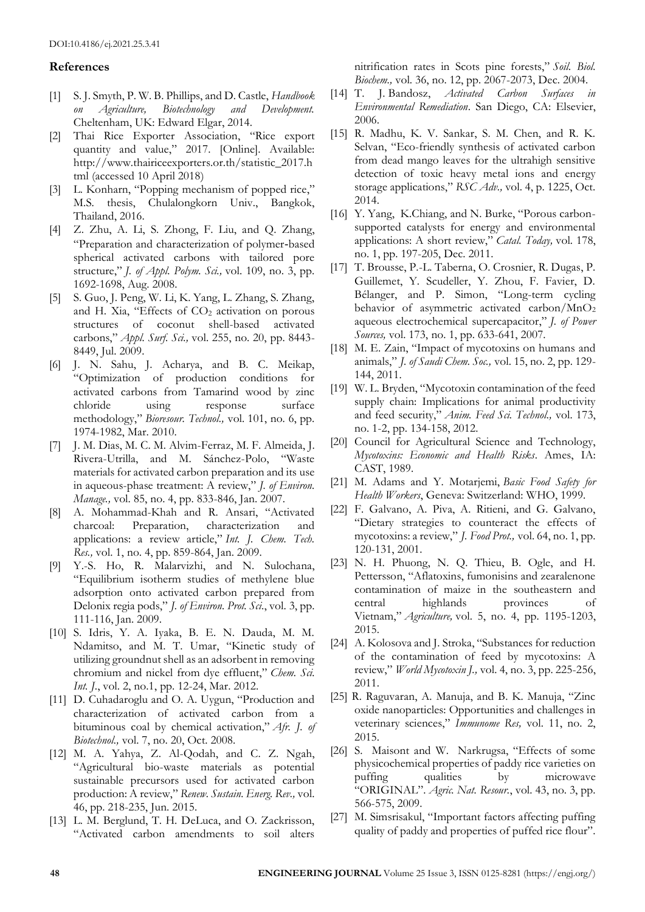## References

[1] S. J. Smyth, P. W. B. Phillips, and D. Castle, *Handbook on Agriculture, Biotechnology and Development.* Cheltenham, UK: Edward Elgar, 2014.

[2] Thai Rice Exporter Association, "Rice export quantity and value," 2017. [Online]. Available: http://www.thairiceexporters.or.th/statistic_2017.html (accessed 10 April 2018)

[3] L. Konharn, "Popping mechanism of popped rice," M.S. thesis, Chulalongkorn Univ., Bangkok, Thailand, 2016.

[4] Z. Zhu, A. Li, S. Zhong, F. Liu, and Q. Zhang, "Preparation and characterization of polymer-based spherical activated carbons with tailored pore structure," *J. of Appl. Polym. Sci.,* vol. 109, no. 3, pp. 1692-1698, Aug. 2008.

[5] S. Guo, J. Peng, W. Li, K. Yang, L. Zhang, S. Zhang, and H. Xia, "Effects of $CO_2$ activation on porous structures of coconut shell-based activated carbons," *Appl. Surf. Sci.,* vol. 255, no. 20, pp. 8443-8449, Jul. 2009.

[6] J. N. Sahu, J. Acharya, and B. C. Meikap, "Optimization of production conditions for activated carbons from Tamarind wood by zinc chloride using response surface methodology," *Bioresour. Technol.,* vol. 101, no. 6, pp. 1974-1982, Mar. 2010.

[7] J. M. Dias, M. C. M. Alvim-Ferraz, M. F. Almeida, J. Rivera-Utrilla, and M. Sánchez-Polo, "Waste materials for activated carbon preparation and its use in aqueous-phase treatment: A review," *J. of Environ. Manage.,* vol. 85, no. 4, pp. 833-846, Jan. 2007.

[8] A. Mohammad-Khah and R. Ansari, "Activated charcoal: Preparation, characterization and applications: a review article," *Int. J. Chem. Tech. Res.,* vol. 1, no. 4, pp. 859-864, Jan. 2009.

[9] Y.-S. Ho, R. Malarvizhi, and N. Sulochana, "Equilibrium isotherm studies of methylene blue adsorption onto activated carbon prepared from Delonix regia pods," *J. of Environ. Prot. Sci.*, vol. 3, pp. 111-116, Jan. 2009.

[10] S. Idris, Y. A. Iyaka, B. E. N. Dauda, M. M. Ndamitso, and M. T. Umar, "Kinetic study of utilizing groundnut shell as an adsorbent in removing chromium and nickel from dye effluent," *Chem. Sci. Int. J.*, vol. 2, no.1, pp. 12-24, Mar. 2012.

[11] D. Cuhadaroglu and O. A. Uygun, "Production and characterization of activated carbon from a bituminous coal by chemical activation," *Afr. J. of Biotechnol.,* vol. 7, no. 20, Oct. 2008.

[12] M. A. Yahya, Z. Al-Qodah, and C. Z. Ngah, "Agricultural bio-waste materials as potential sustainable precursors used for activated carbon production: A review," *Renew. Sustain. Energ. Rev.,* vol. 46, pp. 218-235, Jun. 2015.

[13] L. M. Berglund, T. H. DeLuca, and O. Zackrisson, "Activated carbon amendments to soil alters nitrification rates in Scots pine forests," *Soil. Biol. Biochem.,* vol. 36, no. 12, pp. 2067-2073, Dec. 2004.

[14] T. J. Bandosz, *Activated Carbon Surfaces in Environmental Remediation*. San Diego, CA: Elsevier, 2006.

[15] R. Madhu, K. V. Sankar, S. M. Chen, and R. K. Selvan, "Eco-friendly synthesis of activated carbon from dead mango leaves for the ultrahigh sensitive detection of toxic heavy metal ions and energy storage applications," *RSC Adv.,* vol. 4, p. 1225, Oct. 2014.

[16] Y. Yang, K.Chiang, and N. Burke, "Porous carbon-supported catalysts for energy and environmental applications: A short review," *Catal. Today,* vol. 178, no. 1, pp. 197-205, Dec. 2011.

[17] T. Brousse, P.-L. Taberna, O. Crosnier, R. Dugas, P. Guillemet, Y. Scudeller, Y. Zhou, F. Favier, D. Bélanger, and P. Simon, "Long-term cycling behavior of asymmetric activated carbon/$MnO_2$ aqueous electrochemical supercapacitor," *J. of Power Sources,* vol. 173, no. 1, pp. 633-641, 2007.

[18] M. E. Zain, "Impact of mycotoxins on humans and animals," *J. of Saudi Chem. Soc.,* vol. 15, no. 2, pp. 129-144, 2011.

[19] W. L. Bryden, "Mycotoxin contamination of the feed supply chain: Implications for animal productivity and feed security," *Anim. Feed Sci. Technol.,* vol. 173, no. 1-2, pp. 134-158, 2012.

[20] Council for Agricultural Science and Technology, *Mycotoxins: Economic and Health Risks*. Ames, IA: CAST, 1989.

[21] M. Adams and Y. Motarjemi, *Basic Food Safety for Health Workers*, Geneva: Switzerland: WHO, 1999.

[22] F. Galvano, A. Piva, A. Ritieni, and G. Galvano, "Dietary strategies to counteract the effects of mycotoxins: a review," *J. Food Prot.,* vol. 64, no. 1, pp. 120-131, 2001.

[23] N. H. Phuong, N. Q. Thieu, B. Ogle, and H. Pettersson, "Aflatoxins, fumonisins and zearalenone contamination of maize in the southeastern and central highlands provinces of Vietnam," *Agriculture,* vol. 5, no. 4, pp. 1195-1203, 2015.

[24] A. Kolosova and J. Stroka, "Substances for reduction of the contamination of feed by mycotoxins: A review," *World Mycotoxin J.,* vol. 4, no. 3, pp. 225-256, 2011.

[25] R. Raguvaran, A. Manuja, and B. K. Manuja, "Zinc oxide nanoparticles: Opportunities and challenges in veterinary sciences," *Immunome Res,* vol. 11, no. 2, 2015.

[26] S. Maisont and W. Narkrugsa, "Effects of some physicochemical properties of paddy rice varieties on puffing qualities by microwave "ORIGINAL". *Agric. Nat. Resour.*, vol. 43, no. 3, pp. 566-575, 2009.

[27] M. Simsrisakul, "Important factors affecting puffing quality of paddy and properties of puffed rice flour".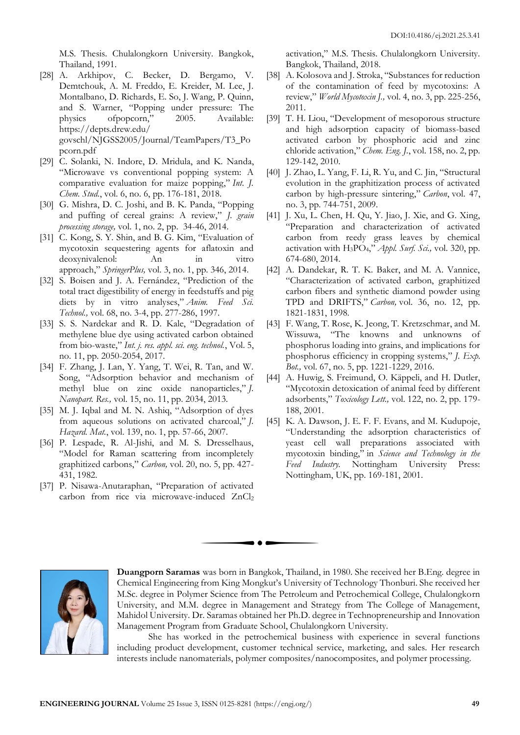M.S. Thesis. Chulalongkorn University. Bangkok, Thailand, 1991.

[28] A. Arkhipov, C. Becker, D. Bergamo, V. Demtchouk, A. M. Freddo, E. Kreider, M. Lee, J. Montalbano, D. Richards, E. So, J. Wang, P. Quinn, and S. Warner, "Popping under pressure: The physics ofpopcorn," 2005. Available: https://depts.drew.edu/govschl/NJGSS2005/Journal/TeamPapers/T3_Popcorn.pdf

[29] C. Solanki, N. Indore, D. Mridula, and K. Nanda, "Microwave vs conventional popping system: A comparative evaluation for maize popping," *Int. J. Chem. Stud.*, vol. 6, no. 6, pp. 176-181, 2018.

[30] G. Mishra, D. C. Joshi, and B. K. Panda, "Popping and puffing of cereal grains: A review," *J. grain processing storage,* vol. 1, no. 2, pp. 34-46, 2014.

[31] C. Kong, S. Y. Shin, and B. G. Kim, "Evaluation of mycotoxin sequestering agents for aflatoxin and deoxynivalenol: An in vitro approach," *SpringerPlus,* vol. 3, no. 1, pp. 346, 2014.

[32] S. Boisen and J. A. Fernández, "Prediction of the total tract digestibility of energy in feedstuffs and pig diets by in vitro analyses," *Anim. Feed Sci. Technol.,* vol. 68, no. 3-4, pp. 277-286, 1997.

[33] S. S. Nardekar and R. D. Kale, "Degradation of methylene blue dye using activated carbon obtained from bio-waste," *Int. j. res. appl. sci. eng. technol.*, Vol. 5, no. 11, pp. 2050-2054, 2017.

[34] F. Zhang, J. Lan, Y. Yang, T. Wei, R. Tan, and W. Song, "Adsorption behavior and mechanism of methyl blue on zinc oxide nanoparticles," *J. Nanopart. Res.,* vol. 15, no. 11, pp. 2034, 2013.

[35] M. J. Iqbal and M. N. Ashiq, "Adsorption of dyes from aqueous solutions on activated charcoal," *J. Hazard. Mat.*, vol. 139, no. 1, pp. 57-66, 2007.

[36] P. Lespade, R. Al-Jishi, and M. S. Dresselhaus, "Model for Raman scattering from incompletely graphitized carbons," *Carbon,* vol. 20, no. 5, pp. 427-431, 1982.

[37] P. Nisawa-Anutaraphan, "Preparation of activated carbon from rice via microwave-induced $ZnCl_2$ activation," M.S. Thesis. Chulalongkorn University. Bangkok, Thailand, 2018.

[38] A. Kolosova and J. Stroka, "Substances for reduction of the contamination of feed by mycotoxins: A review," *World Mycotoxin J.,* vol. 4, no. 3, pp. 225-256, 2011.

[39] T. H. Liou, "Development of mesoporous structure and high adsorption capacity of biomass-based activated carbon by phosphoric acid and zinc chloride activation," *Chem. Eng. J.*, vol. 158, no. 2, pp. 129-142, 2010.

[40] J. Zhao, L. Yang, F. Li, R. Yu, and C. Jin, "Structural evolution in the graphitization process of activated carbon by high-pressure sintering," *Carbon*, vol. 47, no. 3, pp. 744-751, 2009.

[41] J. Xu, L. Chen, H. Qu, Y. Jiao, J. Xie, and G. Xing, "Preparation and characterization of activated carbon from reedy grass leaves by chemical activation with $H_3PO_4$," *Appl. Surf. Sci.,* vol. 320, pp. 674-680, 2014.

[42] A. Dandekar, R. T. K. Baker, and M. A. Vannice, "Characterization of activated carbon, graphitized carbon fibers and synthetic diamond powder using TPD and DRIFTS," *Carbon,* vol. 36, no. 12, pp. 1821-1831, 1998.

[43] F. Wang, T. Rose, K. Jeong, T. Kretzschmar, and M. Wissuwa, "The knowns and unknowns of phosphorus loading into grains, and implications for phosphorus efficiency in cropping systems," *J. Exp. Bot.,* vol. 67, no. 5, pp. 1221-1229, 2016.

[44] A. Huwig, S. Freimund, O. Käppeli, and H. Dutler, "Mycotoxin detoxication of animal feed by different adsorbents," *Toxicology Lett.,* vol. 122, no. 2, pp. 179-188, 2001.

[45] K. A. Dawson, J. E. F. Evans, and M. Kudupoje, "Understanding the adsorption characteristics of yeast cell wall preparations associated with mycotoxin binding," in *Science and Technology in the Feed Industry.* Nottingham University Press: Nottingham, UK, pp. 169-181, 2001.

**Duangporn Saramas** was born in Bangkok, Thailand, in 1980. She received her B.Eng. degree in Chemical Engineering from King Mongkut's University of Technology Thonburi. She received her M.Sc. degree in Polymer Science from The Petroleum and Petrochemical College, Chulalongkorn University, and M.M. degree in Management and Strategy from The College of Management, Mahidol University. Dr. Saramas obtained her Ph.D. degree in Technopreneurship and Innovation Management Program from Graduate School, Chulalongkorn University.

She has worked in the petrochemical business with experience in several functions including product development, customer technical service, marketing, and sales. Her research interests include nanomaterials, polymer composites/nanocomposites, and polymer processing.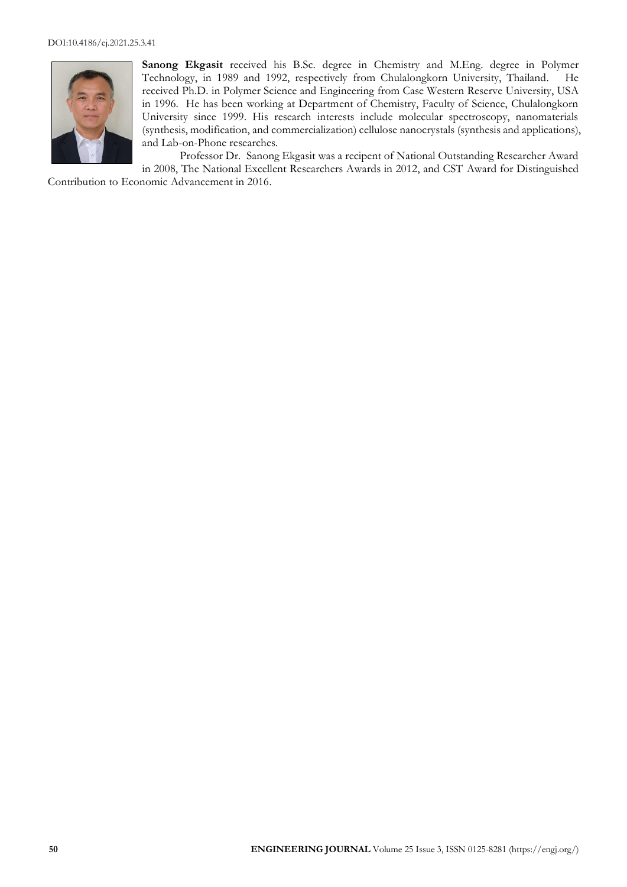**Sanong Ekgasit** received his B.Sc. degree in Chemistry and M.Eng. degree in Polymer Technology, in 1989 and 1992, respectively from Chulalongkorn University, Thailand. He received Ph.D. in Polymer Science and Engineering from Case Western Reserve University, USA in 1996. He has been working at Department of Chemistry, Faculty of Science, Chulalongkorn University since 1999. His research interests include molecular spectroscopy, nanomaterials (synthesis, modification, and commercialization) cellulose nanocrystals (synthesis and applications), and Lab-on-Phone researches.

Professor Dr. Sanong Ekgasit was a recipent of National Outstanding Researcher Award in 2008, The National Excellent Researchers Awards in 2012, and CST Award for Distinguished Contribution to Economic Advancement in 2016.